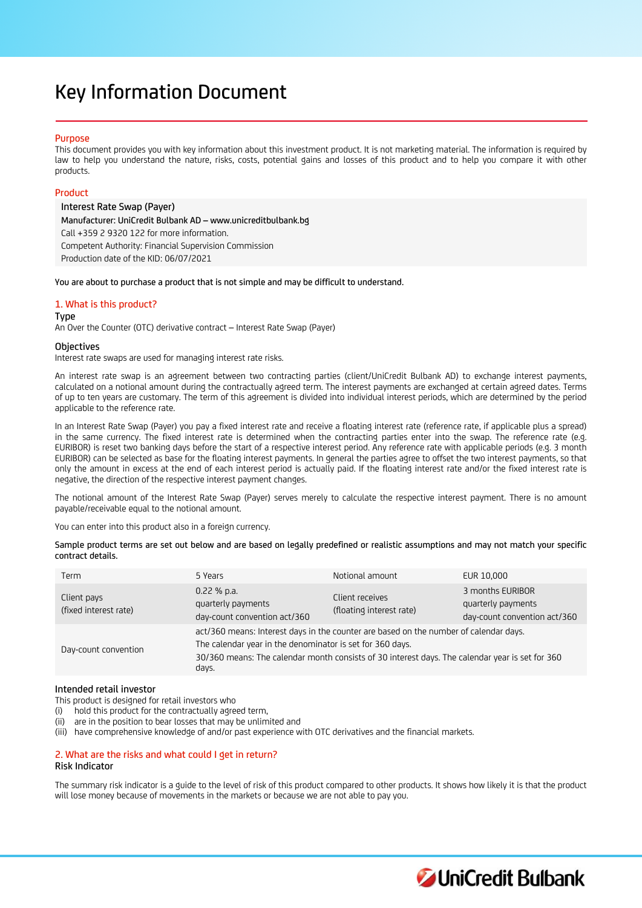# Key Information Document

## Purpose

This document provides you with key information about this investment product. It is not marketing material. The information is required by law to help you understand the nature, risks, costs, potential gains and losses of this product and to help you compare it with other products.

## Product

**Interest Rate Swap (Payer)**
**Manufacturer: UniCredit Bulbank AD – www.unicreditbulbank.bg**
Call +359 2 9320 122 for more information.
Competent Authority: Financial Supervision Commission
Production date of the KID: 06/07/2021

**You are about to purchase a product that is not simple and may be difficult to understand.**

## 1. What is this product?

### Type

An Over the Counter (OTC) derivative contract – Interest Rate Swap (Payer)

### Objectives

Interest rate swaps are used for managing interest rate risks.

An interest rate swap is an agreement between two contracting parties (client/UniCredit Bulbank AD) to exchange interest payments, calculated on a notional amount during the contractually agreed term. The interest payments are exchanged at certain agreed dates. Terms of up to ten years are customary. The term of this agreement is divided into individual interest periods, which are determined by the period applicable to the reference rate.

In an Interest Rate Swap (Payer) you pay a fixed interest rate and receive a floating interest rate (reference rate, if applicable plus a spread) in the same currency. The fixed interest rate is determined when the contracting parties enter into the swap. The reference rate (e.g. EURIBOR) is reset two banking days before the start of a respective interest period. Any reference rate with applicable periods (e.g. 3 month EURIBOR) can be selected as base for the floating interest payments. In general the parties agree to offset the two interest payments, so that only the amount in excess at the end of each interest period is actually paid. If the floating interest rate and/or the fixed interest rate is negative, the direction of the respective interest payment changes.

The notional amount of the Interest Rate Swap (Payer) serves merely to calculate the respective interest payment. There is no amount payable/receivable equal to the notional amount.

You can enter into this product also in a foreign currency.

**Sample product terms are set out below and are based on legally predefined or realistic assumptions and may not match your specific contract details.**

| Term | 5 Years | Notional amount | EUR 10,000 |
|---|---|---|---|
| Client pays (fixed interest rate) | 0.22 % p.a. quarterly payments day-count convention act/360 | Client receives (floating interest rate) | 3 months EURIBOR quarterly payments day-count convention act/360 |
| Day-count convention | act/360 means: Interest days in the counter are based on the number of calendar days. The calendar year in the denominator is set for 360 days. 30/360 means: The calendar month consists of 30 interest days. The calendar year is set for 360 days. | | |

### Intended retail investor

This product is designed for retail investors who

(i) hold this product for the contractually agreed term,
(ii) are in the position to bear losses that may be unlimited and
(iii) have comprehensive knowledge of and/or past experience with OTC derivatives and the financial markets.

## 2. What are the risks and what could I get in return?

### Risk Indicator

The summary risk indicator is a guide to the level of risk of this product compared to other products. It shows how likely it is that the product will lose money because of movements in the markets or because we are not able to pay you.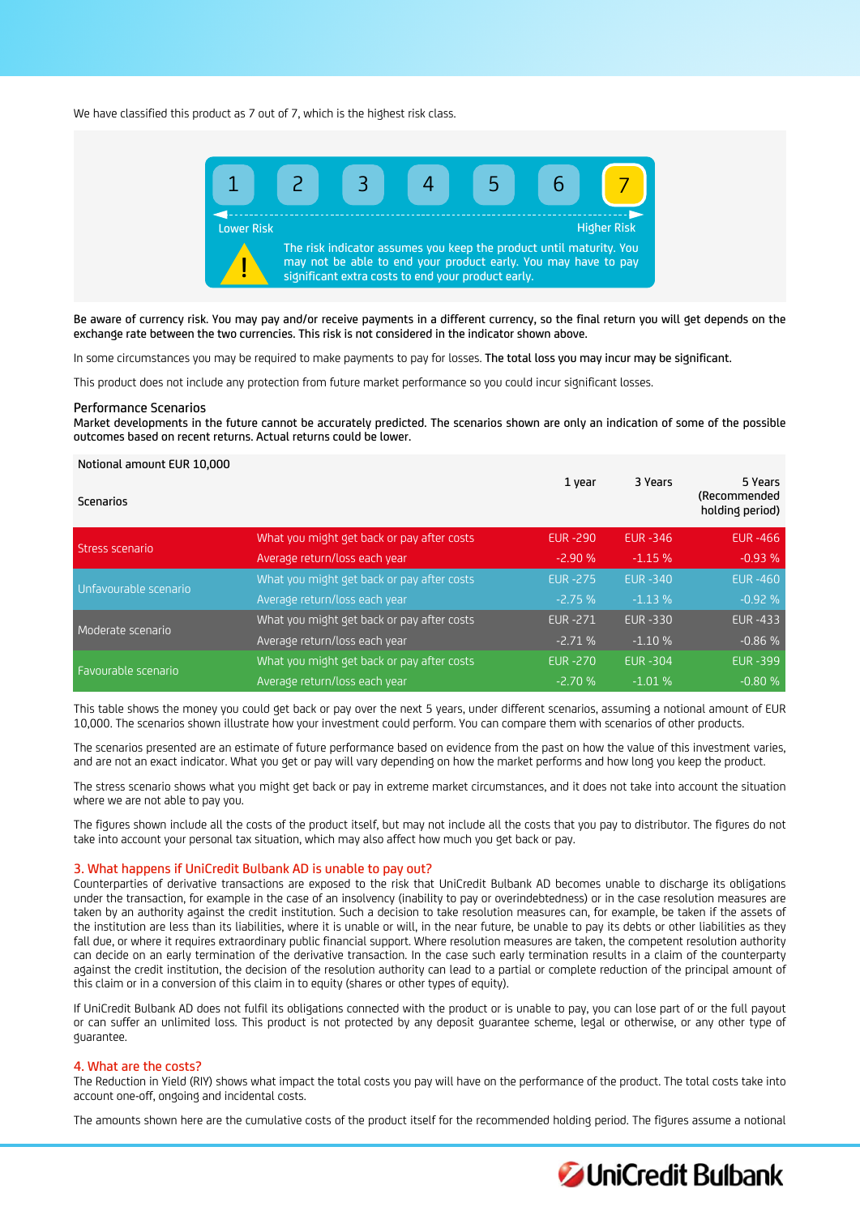We have classified this product as 7 out of 7, which is the highest risk class.

| 1 | 2 | 3 | 4 | 5 | 6 | **7** |
|---|---|---|---|---|---|---|

Lower Risk — Higher Risk

The risk indicator assumes you keep the product until maturity. You may not be able to end your product early. You may have to pay significant extra costs to end your product early.

Be aware of currency risk. You may pay and/or receive payments in a different currency, so the final return you will get depends on the exchange rate between the two currencies. This risk is not considered in the indicator shown above.

In some circumstances you may be required to make payments to pay for losses. The total loss you may incur may be significant.

This product does not include any protection from future market performance so you could incur significant losses.

## Performance Scenarios

Market developments in the future cannot be accurately predicted. The scenarios shown are only an indication of some of the possible outcomes based on recent returns. Actual returns could be lower.

| Notional amount EUR 10,000 | | | | |
|---|---|---|---|---|
| Scenarios | | 1 year | 3 Years | 5 Years (Recommended holding period) |
| Stress scenario | What you might get back or pay after costs | EUR -290 | EUR -346 | EUR -466 |
| | Average return/loss each year | -2.90 % | -1.15 % | -0.93 % |
| Unfavourable scenario | What you might get back or pay after costs | EUR -275 | EUR -340 | EUR -460 |
| | Average return/loss each year | -2.75 % | -1.13 % | -0.92 % |
| Moderate scenario | What you might get back or pay after costs | EUR -271 | EUR -330 | EUR -433 |
| | Average return/loss each year | -2.71 % | -1.10 % | -0.86 % |
| Favourable scenario | What you might get back or pay after costs | EUR -270 | EUR -304 | EUR -399 |
| | Average return/loss each year | -2.70 % | -1.01 % | -0.80 % |

This table shows the money you could get back or pay over the next 5 years, under different scenarios, assuming a notional amount of EUR 10,000. The scenarios shown illustrate how your investment could perform. You can compare them with scenarios of other products.

The scenarios presented are an estimate of future performance based on evidence from the past on how the value of this investment varies, and are not an exact indicator. What you get or pay will vary depending on how the market performs and how long you keep the product.

The stress scenario shows what you might get back or pay in extreme market circumstances, and it does not take into account the situation where we are not able to pay you.

The figures shown include all the costs of the product itself, but may not include all the costs that you pay to distributor. The figures do not take into account your personal tax situation, which may also affect how much you get back or pay.

## 3. What happens if UniCredit Bulbank AD is unable to pay out?

Counterparties of derivative transactions are exposed to the risk that UniCredit Bulbank AD becomes unable to discharge its obligations under the transaction, for example in the case of an insolvency (inability to pay or overindebtedness) or in the case resolution measures are taken by an authority against the credit institution. Such a decision to take resolution measures can, for example, be taken if the assets of the institution are less than its liabilities, where it is unable or will, in the near future, be unable to pay its debts or other liabilities as they fall due, or where it requires extraordinary public financial support. Where resolution measures are taken, the competent resolution authority can decide on an early termination of the derivative transaction. In the case such early termination results in a claim of the counterparty against the credit institution, the decision of the resolution authority can lead to a partial or complete reduction of the principal amount of this claim or in a conversion of this claim in to equity (shares or other types of equity).

If UniCredit Bulbank AD does not fulfil its obligations connected with the product or is unable to pay, you can lose part of or the full payout or can suffer an unlimited loss. This product is not protected by any deposit guarantee scheme, legal or otherwise, or any other type of guarantee.

## 4. What are the costs?

The Reduction in Yield (RIY) shows what impact the total costs you pay will have on the performance of the product. The total costs take into account one-off, ongoing and incidental costs.

The amounts shown here are the cumulative costs of the product itself for the recommended holding period. The figures assume a notional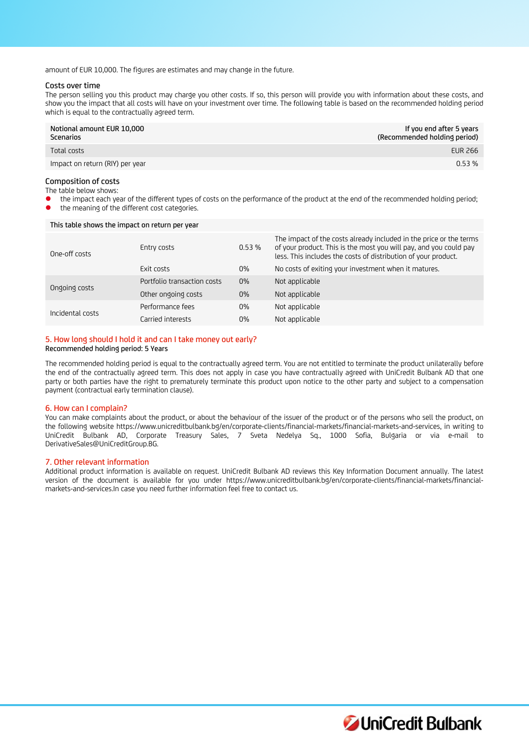amount of EUR 10,000. The figures are estimates and may change in the future.

### Costs over time

The person selling you this product may charge you other costs. If so, this person will provide you with information about these costs, and show you the impact that all costs will have on your investment over time. The following table is based on the recommended holding period which is equal to the contractually agreed term.

| Notional amount EUR 10,000<br>Scenarios | If you end after 5 years<br>(Recommended holding period) |
|---|---|
| Total costs | EUR 266 |
| Impact on return (RIY) per year | 0.53 % |

### Composition of costs

The table below shows:

- the impact each year of the different types of costs on the performance of the product at the end of the recommended holding period;
- the meaning of the different cost categories.

| This table shows the impact on return per year | | | |
|---|---|---|---|
| One-off costs | Entry costs | 0.53 % | The impact of the costs already included in the price or the terms of your product. This is the most you will pay, and you could pay less. This includes the costs of distribution of your product. |
| | Exit costs | 0% | No costs of exiting your investment when it matures. |
| Ongoing costs | Portfolio transaction costs | 0% | Not applicable |
| | Other ongoing costs | 0% | Not applicable |
| Incidental costs | Performance fees | 0% | Not applicable |
| | Carried interests | 0% | Not applicable |

## 5. How long should I hold it and can I take money out early?

**Recommended holding period: 5 Years**

The recommended holding period is equal to the contractually agreed term. You are not entitled to terminate the product unilaterally before the end of the contractually agreed term. This does not apply in case you have contractually agreed with UniCredit Bulbank AD that one party or both parties have the right to prematurely terminate this product upon notice to the other party and subject to a compensation payment (contractual early termination clause).

## 6. How can I complain?

You can make complaints about the product, or about the behaviour of the issuer of the product or of the persons who sell the product, on the following website https://www.unicreditbulbank.bg/en/corporate-clients/financial-markets/financial-markets-and-services, in writing to UniCredit Bulbank AD, Corporate Treasury Sales, 7 Sveta Nedelya Sq., 1000 Sofia, Bulgaria or via e-mail to DerivativeSales@UniCreditGroup.BG.

## 7. Other relevant information

Additional product information is available on request. UniCredit Bulbank AD reviews this Key Information Document annually. The latest version of the document is available for you under https://www.unicreditbulbank.bg/en/corporate-clients/financial-markets/financial-markets-and-services.In case you need further information feel free to contact us.